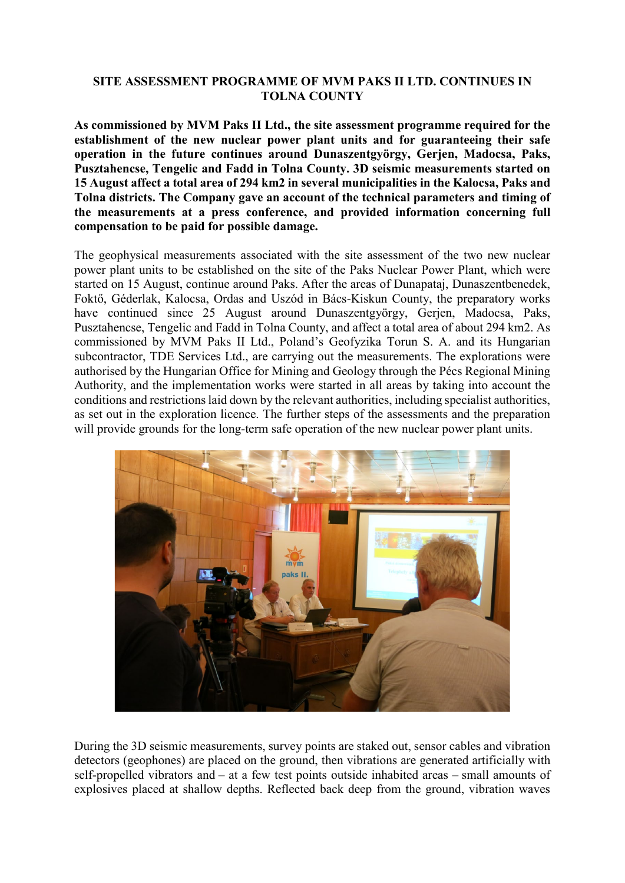# SITE ASSESSMENT PROGRAMME OF MVM PAKS II LTD. CONTINUES IN TOLNA COUNTY

**As commissioned by MVM Paks II Ltd., the site assessment programme required for the establishment of the new nuclear power plant units and for guaranteeing their safe operation in the future continues around Dunaszentgyörgy, Gerjen, Madocsa, Paks, Pusztahencse, Tengelic and Fadd in Tolna County. 3D seismic measurements started on 15 August affect a total area of 294 km2 in several municipalities in the Kalocsa, Paks and Tolna districts. The Company gave an account of the technical parameters and timing of the measurements at a press conference, and provided information concerning full compensation to be paid for possible damage.**

The geophysical measurements associated with the site assessment of the two new nuclear power plant units to be established on the site of the Paks Nuclear Power Plant, which were started on 15 August, continue around Paks. After the areas of Dunapataj, Dunaszentbenedek, Foktő, Géderlak, Kalocsa, Ordas and Uszód in Bács-Kiskun County, the preparatory works have continued since 25 August around Dunaszentgyörgy, Gerjen, Madocsa, Paks, Pusztahencse, Tengelic and Fadd in Tolna County, and affect a total area of about 294 km2. As commissioned by MVM Paks II Ltd., Poland's Geofyzika Torun S. A. and its Hungarian subcontractor, TDE Services Ltd., are carrying out the measurements. The explorations were authorised by the Hungarian Office for Mining and Geology through the Pécs Regional Mining Authority, and the implementation works were started in all areas by taking into account the conditions and restrictions laid down by the relevant authorities, including specialist authorities, as set out in the exploration licence. The further steps of the assessments and the preparation will provide grounds for the long-term safe operation of the new nuclear power plant units.

During the 3D seismic measurements, survey points are staked out, sensor cables and vibration detectors (geophones) are placed on the ground, then vibrations are generated artificially with self-propelled vibrators and – at a few test points outside inhabited areas – small amounts of explosives placed at shallow depths. Reflected back deep from the ground, vibration waves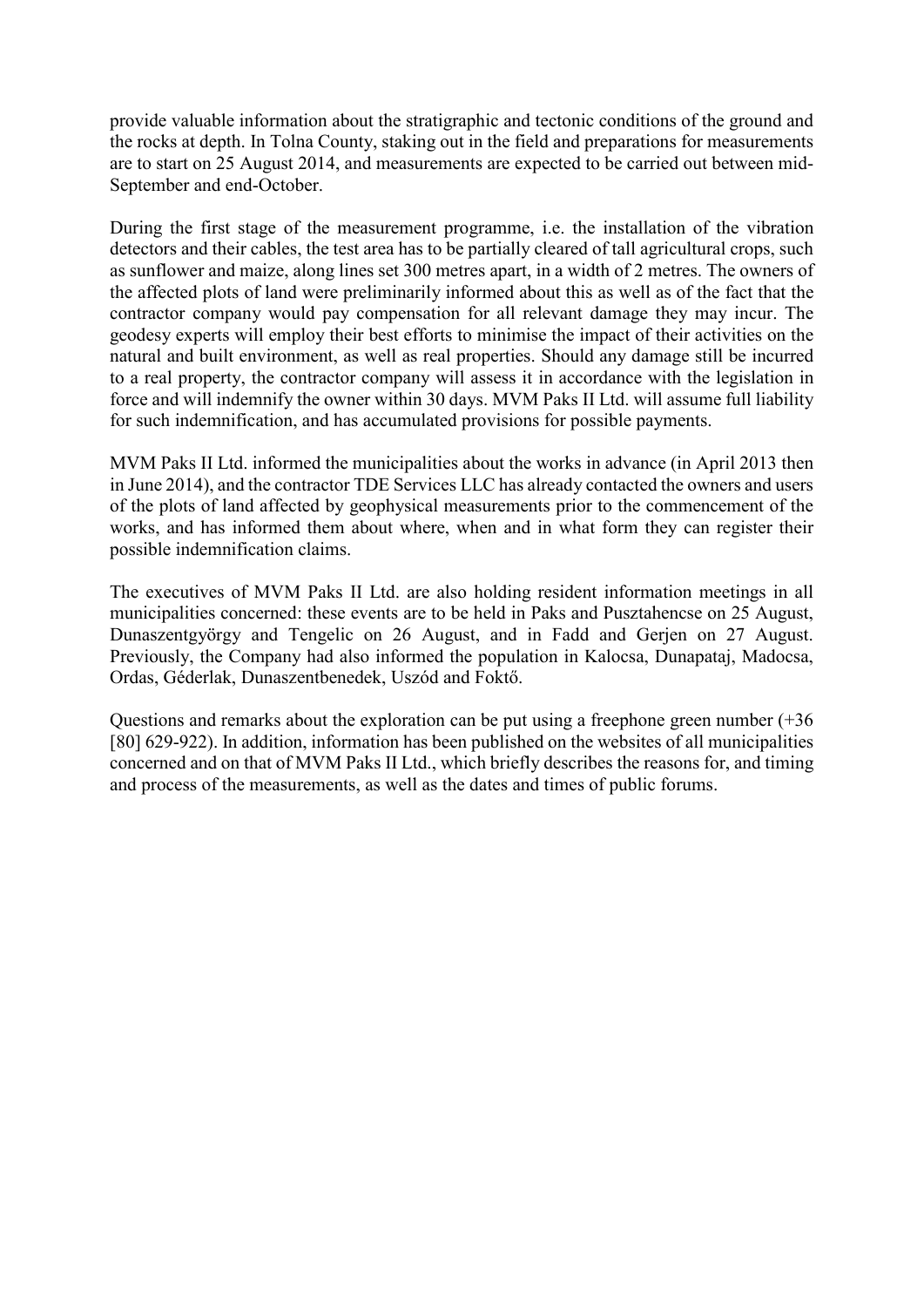provide valuable information about the stratigraphic and tectonic conditions of the ground and the rocks at depth. In Tolna County, staking out in the field and preparations for measurements are to start on 25 August 2014, and measurements are expected to be carried out between mid-September and end-October.

During the first stage of the measurement programme, i.e. the installation of the vibration detectors and their cables, the test area has to be partially cleared of tall agricultural crops, such as sunflower and maize, along lines set 300 metres apart, in a width of 2 metres. The owners of the affected plots of land were preliminarily informed about this as well as of the fact that the contractor company would pay compensation for all relevant damage they may incur. The geodesy experts will employ their best efforts to minimise the impact of their activities on the natural and built environment, as well as real properties. Should any damage still be incurred to a real property, the contractor company will assess it in accordance with the legislation in force and will indemnify the owner within 30 days. MVM Paks II Ltd. will assume full liability for such indemnification, and has accumulated provisions for possible payments.

MVM Paks II Ltd. informed the municipalities about the works in advance (in April 2013 then in June 2014), and the contractor TDE Services LLC has already contacted the owners and users of the plots of land affected by geophysical measurements prior to the commencement of the works, and has informed them about where, when and in what form they can register their possible indemnification claims.

The executives of MVM Paks II Ltd. are also holding resident information meetings in all municipalities concerned: these events are to be held in Paks and Pusztahencse on 25 August, Dunaszentgyörgy and Tengelic on 26 August, and in Fadd and Gerjen on 27 August. Previously, the Company had also informed the population in Kalocsa, Dunapataj, Madocsa, Ordas, Géderlak, Dunaszentbenedek, Uszód and Foktő.

Questions and remarks about the exploration can be put using a freephone green number (+36 [80] 629-922). In addition, information has been published on the websites of all municipalities concerned and on that of MVM Paks II Ltd., which briefly describes the reasons for, and timing and process of the measurements, as well as the dates and times of public forums.